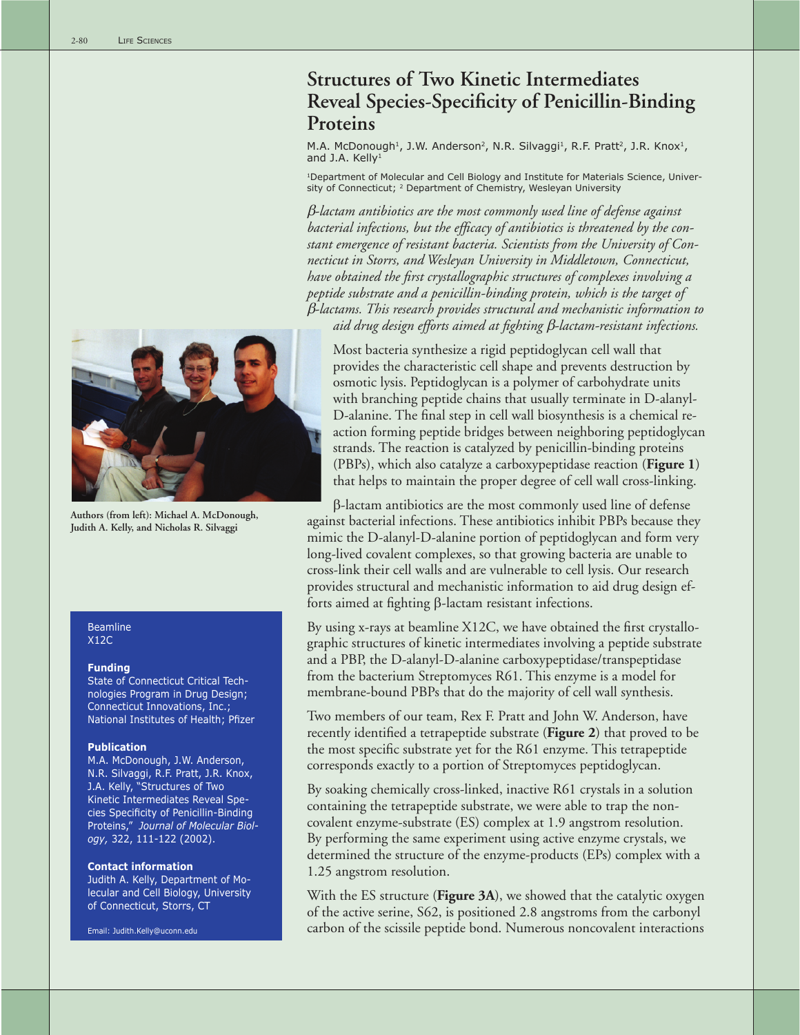# Structures of Two Kinetic Intermediates Reveal Species-Specificity of Penicillin-Binding Proteins

M.A. McDonough[1], J.W. Anderson[2], N.R. Silvaggi[1], R.F. Pratt[2], J.R. Knox[1], and J.A. Kelly[1]

[1]Department of Molecular and Cell Biology and Institute for Materials Science, University of Connecticut; [2] Department of Chemistry, Wesleyan University

*β-lactam antibiotics are the most commonly used line of defense against bacterial infections, but the efficacy of antibiotics is threatened by the constant emergence of resistant bacteria. Scientists from the University of Connecticut in Storrs, and Wesleyan University in Middletown, Connecticut, have obtained the first crystallographic structures of complexes involving a peptide substrate and a penicillin-binding protein, which is the target of β-lactams. This research provides structural and mechanistic information to aid drug design efforts aimed at fighting β-lactam-resistant infections.*

Authors (from left): Michael A. McDonough, Judith A. Kelly, and Nicholas R. Silvaggi

Most bacteria synthesize a rigid peptidoglycan cell wall that provides the characteristic cell shape and prevents destruction by osmotic lysis. Peptidoglycan is a polymer of carbohydrate units with branching peptide chains that usually terminate in D-alanyl-D-alanine. The final step in cell wall biosynthesis is a chemical reaction forming peptide bridges between neighboring peptidoglycan strands. The reaction is catalyzed by penicillin-binding proteins (PBPs), which also catalyze a carboxypeptidase reaction (**Figure 1**) that helps to maintain the proper degree of cell wall cross-linking.

β-lactam antibiotics are the most commonly used line of defense against bacterial infections. These antibiotics inhibit PBPs because they mimic the D-alanyl-D-alanine portion of peptidoglycan and form very long-lived covalent complexes, so that growing bacteria are unable to cross-link their cell walls and are vulnerable to cell lysis. Our research provides structural and mechanistic information to aid drug design efforts aimed at fighting β-lactam resistant infections.

By using x-rays at beamline X12C, we have obtained the first crystallographic structures of kinetic intermediates involving a peptide substrate and a PBP, the D-alanyl-D-alanine carboxypeptidase/transpeptidase from the bacterium Streptomyces R61. This enzyme is a model for membrane-bound PBPs that do the majority of cell wall synthesis.

Two members of our team, Rex F. Pratt and John W. Anderson, have recently identified a tetrapeptide substrate (**Figure 2**) that proved to be the most specific substrate yet for the R61 enzyme. This tetrapeptide corresponds exactly to a portion of Streptomyces peptidoglycan.

By soaking chemically cross-linked, inactive R61 crystals in a solution containing the tetrapeptide substrate, we were able to trap the noncovalent enzyme-substrate (ES) complex at 1.9 angstrom resolution. By performing the same experiment using active enzyme crystals, we determined the structure of the enzyme-products (EPs) complex with a 1.25 angstrom resolution.

With the ES structure (**Figure 3A**), we showed that the catalytic oxygen of the active serine, S62, is positioned 2.8 angstroms from the carbonyl carbon of the scissile peptide bond. Numerous noncovalent interactions

**Beamline**
X12C

**Funding**
State of Connecticut Critical Technologies Program in Drug Design; Connecticut Innovations, Inc.; National Institutes of Health; Pfizer

**Publication**
M.A. McDonough, J.W. Anderson, N.R. Silvaggi, R.F. Pratt, J.R. Knox, J.A. Kelly, "Structures of Two Kinetic Intermediates Reveal Species Specificity of Penicillin-Binding Proteins," *Journal of Molecular Biology*, 322, 111-122 (2002).

**Contact information**
Judith A. Kelly, Department of Molecular and Cell Biology, University of Connecticut, Storrs, CT

Email: Judith.Kelly@uconn.edu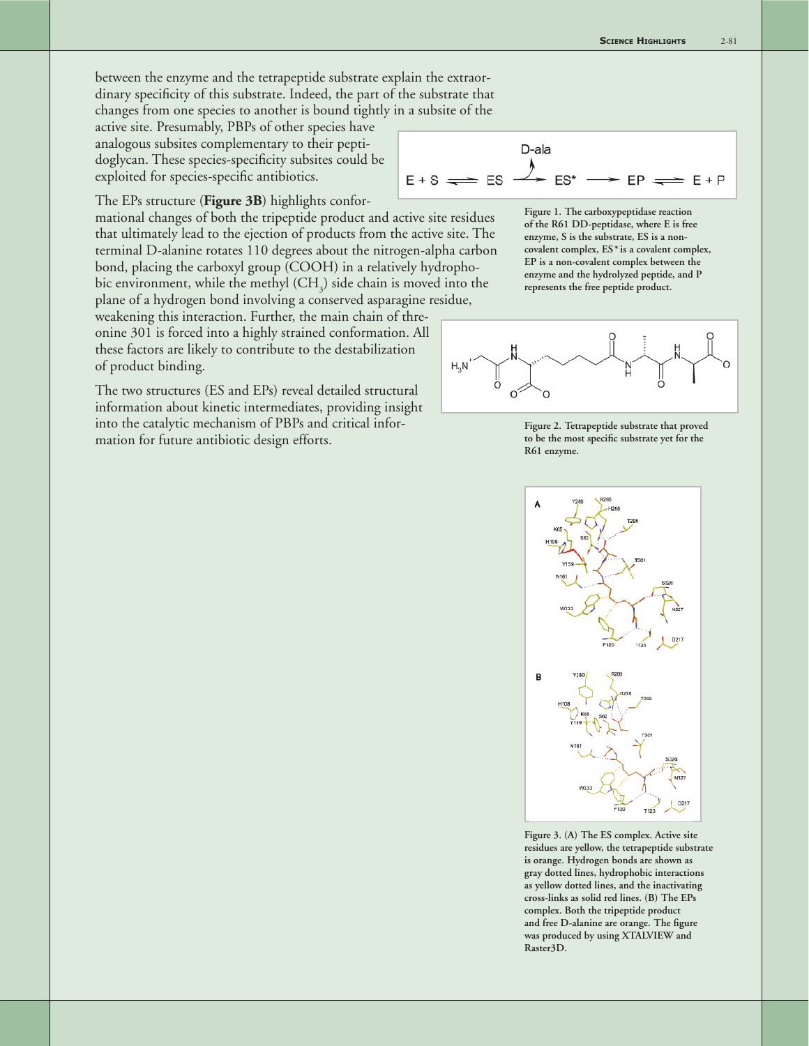between the enzyme and the tetrapeptide substrate explain the extraordinary specificity of this substrate. Indeed, the part of the substrate that changes from one species to another is bound tightly in a subsite of the active site. Presumably, PBPs of other species have analogous subsites complementary to their peptidoglycan. These species-specificity subsites could be exploited for species-specific antibiotics.

The EPs structure (**Figure 3B**) highlights conformational changes of both the tripeptide product and active site residues that ultimately lead to the ejection of products from the active site. The terminal D-alanine rotates 110 degrees about the nitrogen-alpha carbon bond, placing the carboxyl group (COOH) in a relatively hydrophobic environment, while the methyl ($CH_3$) side chain is moved into the plane of a hydrogen bond involving a conserved asparagine residue, weakening this interaction. Further, the main chain of threonine 301 is forced into a highly strained conformation. All these factors are likely to contribute to the destabilization of product binding.

The two structures (ES and EPs) reveal detailed structural information about kinetic intermediates, providing insight into the catalytic mechanism of PBPs and critical information for future antibiotic design efforts.

D-ala

E + S ⇌ ES → ES* → EP ⇌ E + P

**Figure 1. The carboxypeptidase reaction of the R61 DD-peptidase, where E is free enzyme, S is the substrate, ES is a non-covalent complex, ES* is a covalent complex, EP is a non-covalent complex between the enzyme and the hydrolyzed peptide, and P represents the free peptide product.**

**Figure 2. Tetrapeptide substrate that proved to be the most specific substrate yet for the R61 enzyme.**

**Figure 3. (A) The ES complex. Active site residues are yellow, the tetrapeptide substrate is orange. Hydrogen bonds are shown as gray dotted lines, hydrophobic interactions as yellow dotted lines, and the inactivating cross-links as solid red lines. (B) The EPs complex. Both the tripeptide product and free D-alanine are orange. The figure was produced by using XTALVIEW and Raster3D.**